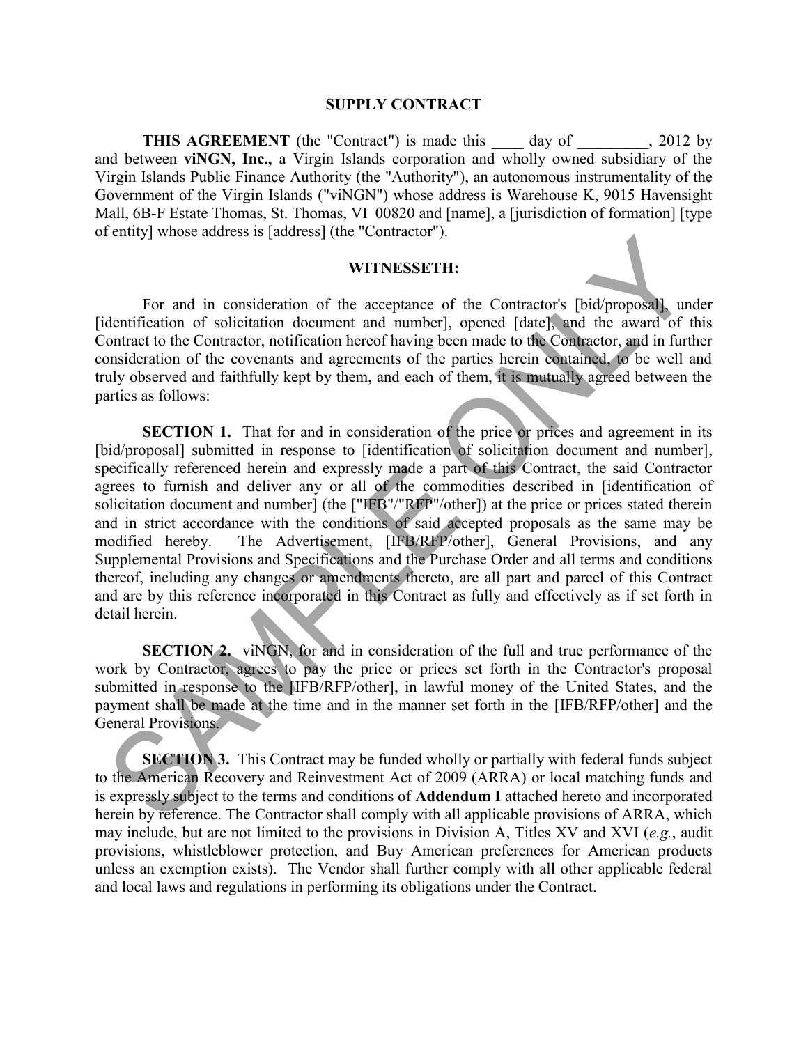# SUPPLY CONTRACT

**THIS AGREEMENT** (the "Contract") is made this ____ day of _________, 2012 by and between **viNGN, Inc.,** a Virgin Islands corporation and wholly owned subsidiary of the Virgin Islands Public Finance Authority (the "Authority"), an autonomous instrumentality of the Government of the Virgin Islands ("viNGN") whose address is Warehouse K, 9015 Havensight Mall, 6B-F Estate Thomas, St. Thomas, VI 00820 and [name], a [jurisdiction of formation] [type of entity] whose address is [address] (the "Contractor").

## WITNESSETH:

For and in consideration of the acceptance of the Contractor's [bid/proposal], under [identification of solicitation document and number], opened [date], and the award of this Contract to the Contractor, notification hereof having been made to the Contractor, and in further consideration of the covenants and agreements of the parties herein contained, to be well and truly observed and faithfully kept by them, and each of them, it is mutually agreed between the parties as follows:

**SECTION 1.** That for and in consideration of the price or prices and agreement in its [bid/proposal] submitted in response to [identification of solicitation document and number], specifically referenced herein and expressly made a part of this Contract, the said Contractor agrees to furnish and deliver any or all of the commodities described in [identification of solicitation document and number] (the ["IFB"/"RFP"/other]) at the price or prices stated therein and in strict accordance with the conditions of said accepted proposals as the same may be modified hereby. The Advertisement, [IFB/RFP/other], General Provisions, and any Supplemental Provisions and Specifications and the Purchase Order and all terms and conditions thereof, including any changes or amendments thereto, are all part and parcel of this Contract and are by this reference incorporated in this Contract as fully and effectively as if set forth in detail herein.

**SECTION 2.** viNGN, for and in consideration of the full and true performance of the work by Contractor, agrees to pay the price or prices set forth in the Contractor's proposal submitted in response to the [IFB/RFP/other], in lawful money of the United States, and the payment shall be made at the time and in the manner set forth in the [IFB/RFP/other] and the General Provisions.

**SECTION 3.** This Contract may be funded wholly or partially with federal funds subject to the American Recovery and Reinvestment Act of 2009 (ARRA) or local matching funds and is expressly subject to the terms and conditions of **Addendum I** attached hereto and incorporated herein by reference. The Contractor shall comply with all applicable provisions of ARRA, which may include, but are not limited to the provisions in Division A, Titles XV and XVI (*e.g.*, audit provisions, whistleblower protection, and Buy American preferences for American products unless an exemption exists). The Vendor shall further comply with all other applicable federal and local laws and regulations in performing its obligations under the Contract.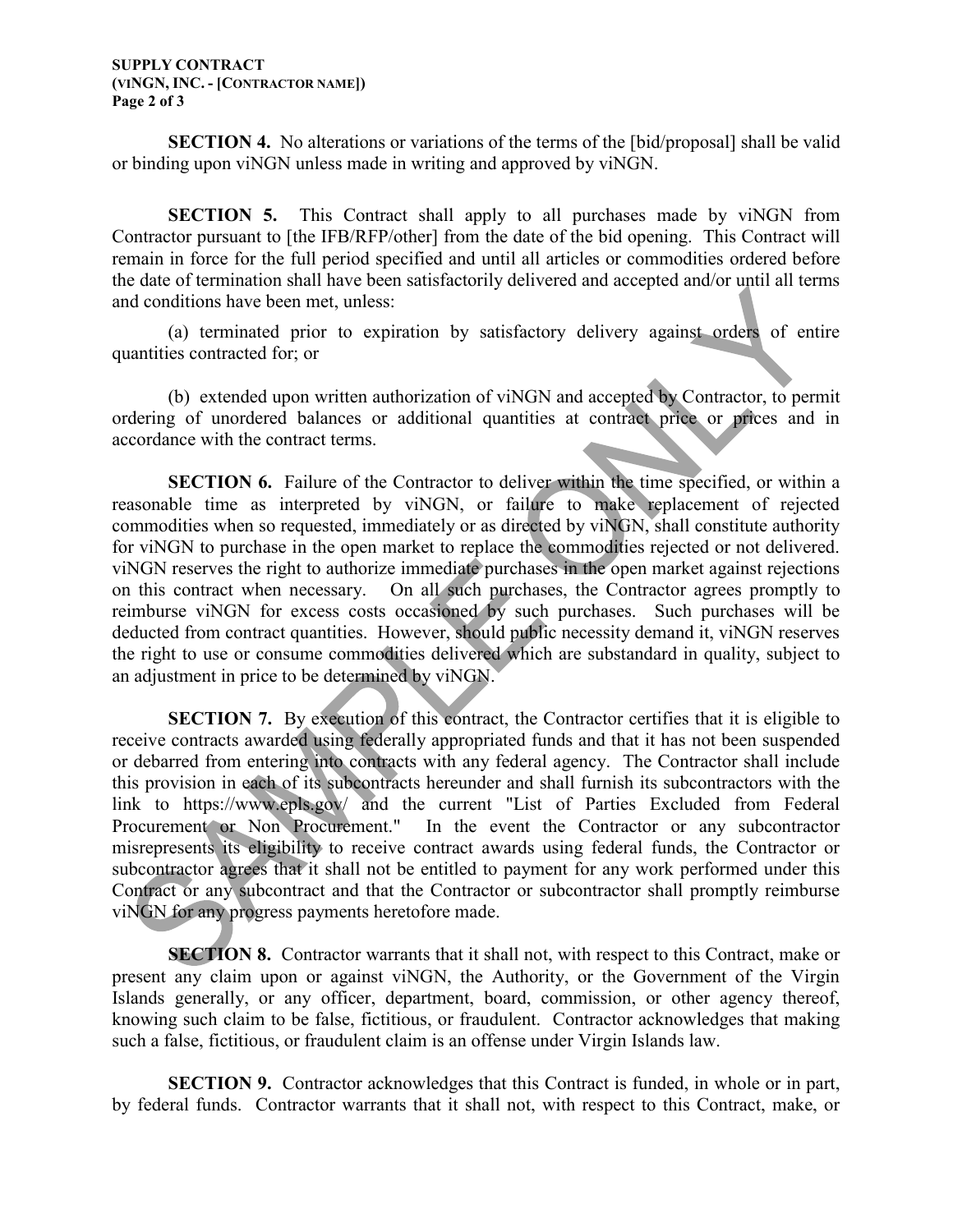**SECTION 4.** No alterations or variations of the terms of the [bid/proposal] shall be valid or binding upon viNGN unless made in writing and approved by viNGN.

**SECTION 5.** This Contract shall apply to all purchases made by viNGN from Contractor pursuant to [the IFB/RFP/other] from the date of the bid opening. This Contract will remain in force for the full period specified and until all articles or commodities ordered before the date of termination shall have been satisfactorily delivered and accepted and/or until all terms and conditions have been met, unless:

(a) terminated prior to expiration by satisfactory delivery against orders of entire quantities contracted for; or

(b) extended upon written authorization of viNGN and accepted by Contractor, to permit ordering of unordered balances or additional quantities at contract price or prices and in accordance with the contract terms.

**SECTION 6.** Failure of the Contractor to deliver within the time specified, or within a reasonable time as interpreted by viNGN, or failure to make replacement of rejected commodities when so requested, immediately or as directed by viNGN, shall constitute authority for viNGN to purchase in the open market to replace the commodities rejected or not delivered. viNGN reserves the right to authorize immediate purchases in the open market against rejections on this contract when necessary. On all such purchases, the Contractor agrees promptly to reimburse viNGN for excess costs occasioned by such purchases. Such purchases will be deducted from contract quantities. However, should public necessity demand it, viNGN reserves the right to use or consume commodities delivered which are substandard in quality, subject to an adjustment in price to be determined by viNGN.

**SECTION 7.** By execution of this contract, the Contractor certifies that it is eligible to receive contracts awarded using federally appropriated funds and that it has not been suspended or debarred from entering into contracts with any federal agency. The Contractor shall include this provision in each of its subcontracts hereunder and shall furnish its subcontractors with the link to https://www.epls.gov/ and the current "List of Parties Excluded from Federal Procurement or Non Procurement." In the event the Contractor or any subcontractor misrepresents its eligibility to receive contract awards using federal funds, the Contractor or subcontractor agrees that it shall not be entitled to payment for any work performed under this Contract or any subcontract and that the Contractor or subcontractor shall promptly reimburse viNGN for any progress payments heretofore made.

**SECTION 8.** Contractor warrants that it shall not, with respect to this Contract, make or present any claim upon or against viNGN, the Authority, or the Government of the Virgin Islands generally, or any officer, department, board, commission, or other agency thereof, knowing such claim to be false, fictitious, or fraudulent. Contractor acknowledges that making such a false, fictitious, or fraudulent claim is an offense under Virgin Islands law.

**SECTION 9.** Contractor acknowledges that this Contract is funded, in whole or in part, by federal funds. Contractor warrants that it shall not, with respect to this Contract, make, or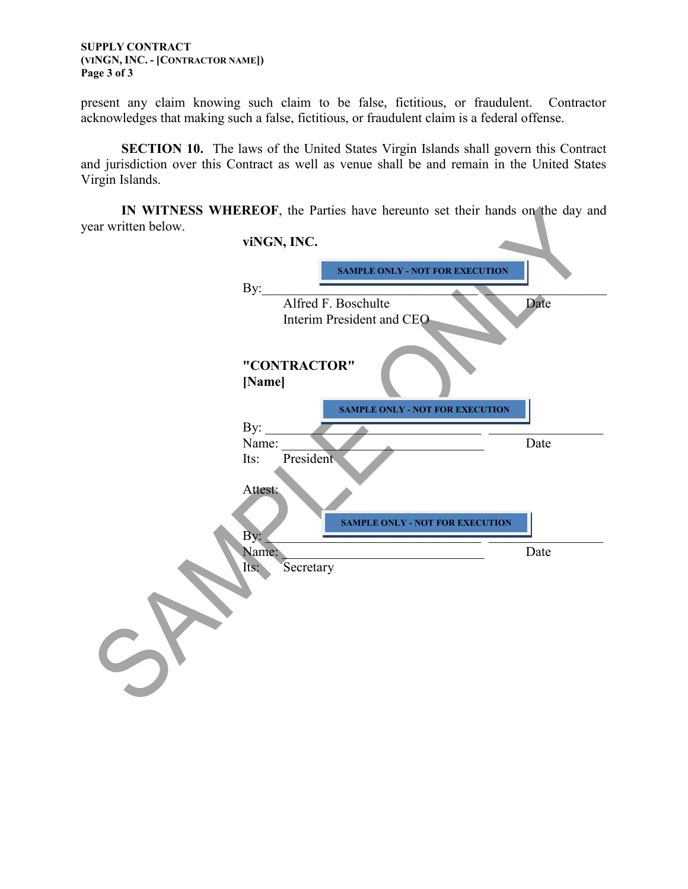present any claim knowing such claim to be false, fictitious, or fraudulent. Contractor acknowledges that making such a false, fictitious, or fraudulent claim is a federal offense.

**SECTION 10.** The laws of the United States Virgin Islands shall govern this Contract and jurisdiction over this Contract as well as venue shall be and remain in the United States Virgin Islands.

**IN WITNESS WHEREOF**, the Parties have hereunto set their hands on the day and year written below.

**viNGN, INC.**

SAMPLE ONLY - NOT FOR EXECUTION

By:\_\_\_\_\_\_\_\_\_\_\_\_\_\_\_\_\_\_\_\_\_\_\_\_\_\_\_\_\_\_\_\_ \_\_\_\_\_\_\_\_\_\_\_\_\_\_\_\_\_\_
Alfred F. Boschulte Date
Interim President and CEO

**"CONTRACTOR"**
**[Name]**

SAMPLE ONLY - NOT FOR EXECUTION

By: \_\_\_\_\_\_\_\_\_\_\_\_\_\_\_\_\_\_\_\_\_\_\_\_\_\_\_\_\_\_\_\_ \_\_\_\_\_\_\_\_\_\_\_\_\_\_\_\_\_\_
Name: \_\_\_\_\_\_\_\_\_\_\_\_\_\_\_\_\_\_\_\_\_\_\_\_\_\_\_\_\_\_ Date
Its: President

Attest:

SAMPLE ONLY - NOT FOR EXECUTION

By: \_\_\_\_\_\_\_\_\_\_\_\_\_\_\_\_\_\_\_\_\_\_\_\_\_\_\_\_\_\_\_\_ \_\_\_\_\_\_\_\_\_\_\_\_\_\_\_\_\_\_
Name: \_\_\_\_\_\_\_\_\_\_\_\_\_\_\_\_\_\_\_\_\_\_\_\_\_\_\_\_\_\_ Date
Its: Secretary

SAMPLE ONLY